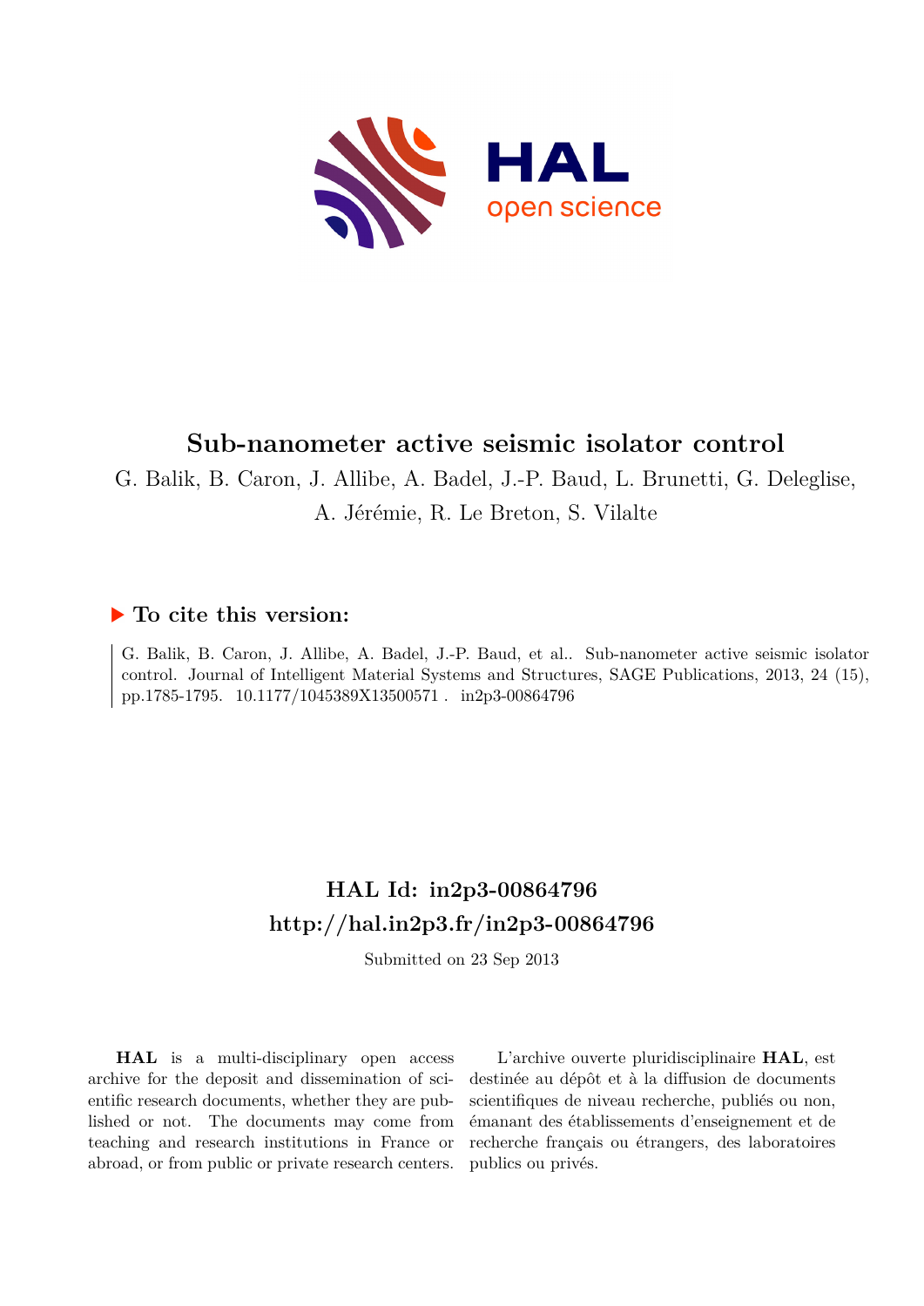# Sub-nanometer active seismic isolator control

G. Balik, B. Caron, J. Allibe, A. Badel, J.-P. Baud, L. Brunetti, G. Deleglise, A. Jérémie, R. Le Breton, S. Vilalte

## To cite this version:

G. Balik, B. Caron, J. Allibe, A. Badel, J.-P. Baud, et al.. Sub-nanometer active seismic isolator control. Journal of Intelligent Material Systems and Structures, SAGE Publications, 2013, 24 (15), pp.1785-1795. 10.1177/1045389X13500571 . in2p3-00864796

## HAL Id: in2p3-00864796
## http://hal.in2p3.fr/in2p3-00864796

Submitted on 23 Sep 2013

**HAL** is a multi-disciplinary open access archive for the deposit and dissemination of scientific research documents, whether they are published or not. The documents may come from teaching and research institutions in France or abroad, or from public or private research centers.

L'archive ouverte pluridisciplinaire **HAL**, est destinée au dépôt et à la diffusion de documents scientifiques de niveau recherche, publiés ou non, émanant des établissements d'enseignement et de recherche français ou étrangers, des laboratoires publics ou privés.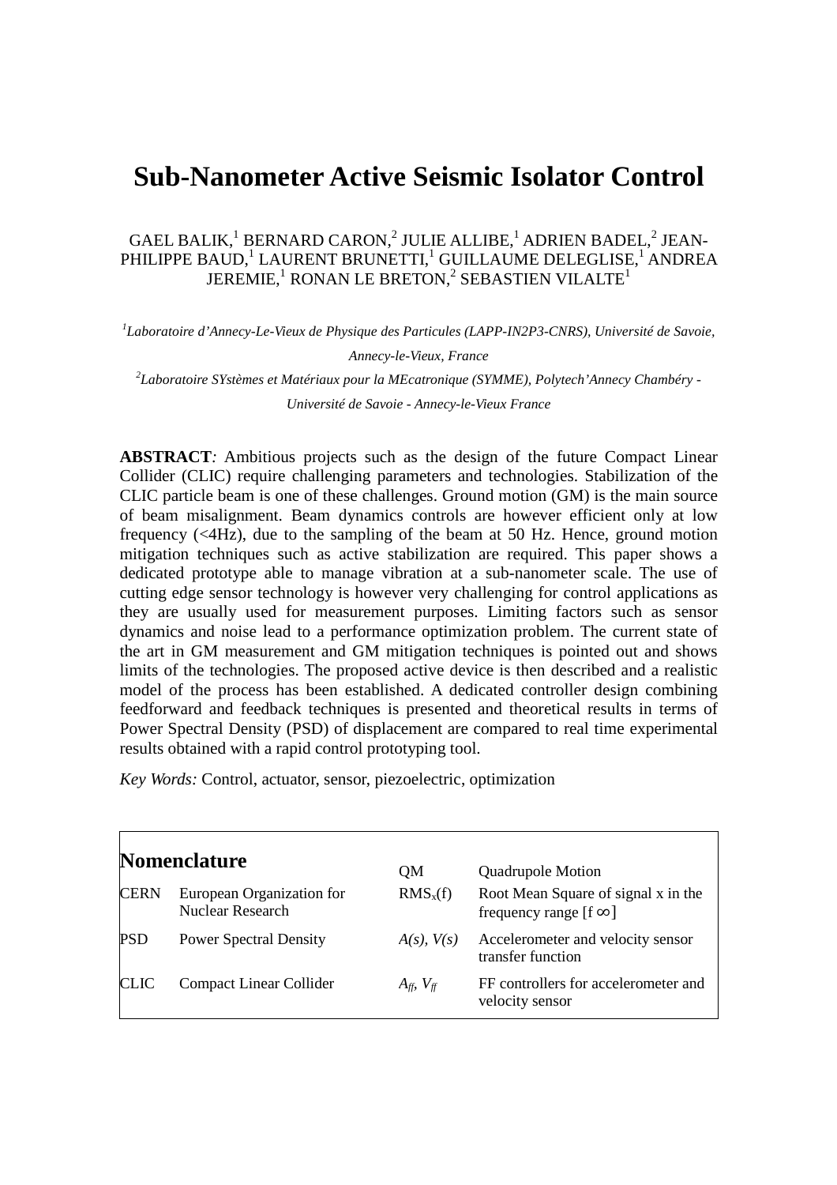# Sub-Nanometer Active Seismic Isolator Control

GAEL BALIK,[1] BERNARD CARON,[2] JULIE ALLIBE,[1] ADRIEN BADEL,[2] JEAN-PHILIPPE BAUD,[1] LAURENT BRUNETTI,[1] GUILLAUME DELEGLISE,[1] ANDREA JEREMIE,[1] RONAN LE BRETON,[2] SEBASTIEN VILALTE[1]

*[1]Laboratoire d'Annecy-Le-Vieux de Physique des Particules (LAPP-IN2P3-CNRS), Université de Savoie, Annecy-le-Vieux, France*

*[2]Laboratoire SYstèmes et Matériaux pour la MEcatronique (SYMME), Polytech'Annecy Chambéry - Université de Savoie - Annecy-le-Vieux France*

**ABSTRACT***:* Ambitious projects such as the design of the future Compact Linear Collider (CLIC) require challenging parameters and technologies. Stabilization of the CLIC particle beam is one of these challenges. Ground motion (GM) is the main source of beam misalignment. Beam dynamics controls are however efficient only at low frequency (<4Hz), due to the sampling of the beam at 50 Hz. Hence, ground motion mitigation techniques such as active stabilization are required. This paper shows a dedicated prototype able to manage vibration at a sub-nanometer scale. The use of cutting edge sensor technology is however very challenging for control applications as they are usually used for measurement purposes. Limiting factors such as sensor dynamics and noise lead to a performance optimization problem. The current state of the art in GM measurement and GM mitigation techniques is pointed out and shows limits of the technologies. The proposed active device is then described and a realistic model of the process has been established. A dedicated controller design combining feedforward and feedback techniques is presented and theoretical results in terms of Power Spectral Density (PSD) of displacement are compared to real time experimental results obtained with a rapid control prototyping tool.

*Key Words:* Control, actuator, sensor, piezoelectric, optimization

## Nomenclature

| | | | |
|---|---|---|---|
| CERN | European Organization for Nuclear Research | QM | Quadrupole Motion |
| PSD | Power Spectral Density | $RMS_x(f)$ | Root Mean Square of signal x in the frequency range [f $\infty$] |
| CLIC | Compact Linear Collider | *A(s), V(s)* | Accelerometer and velocity sensor transfer function |
| | | $A_{ff}$, $V_{ff}$ | FF controllers for accelerometer and velocity sensor |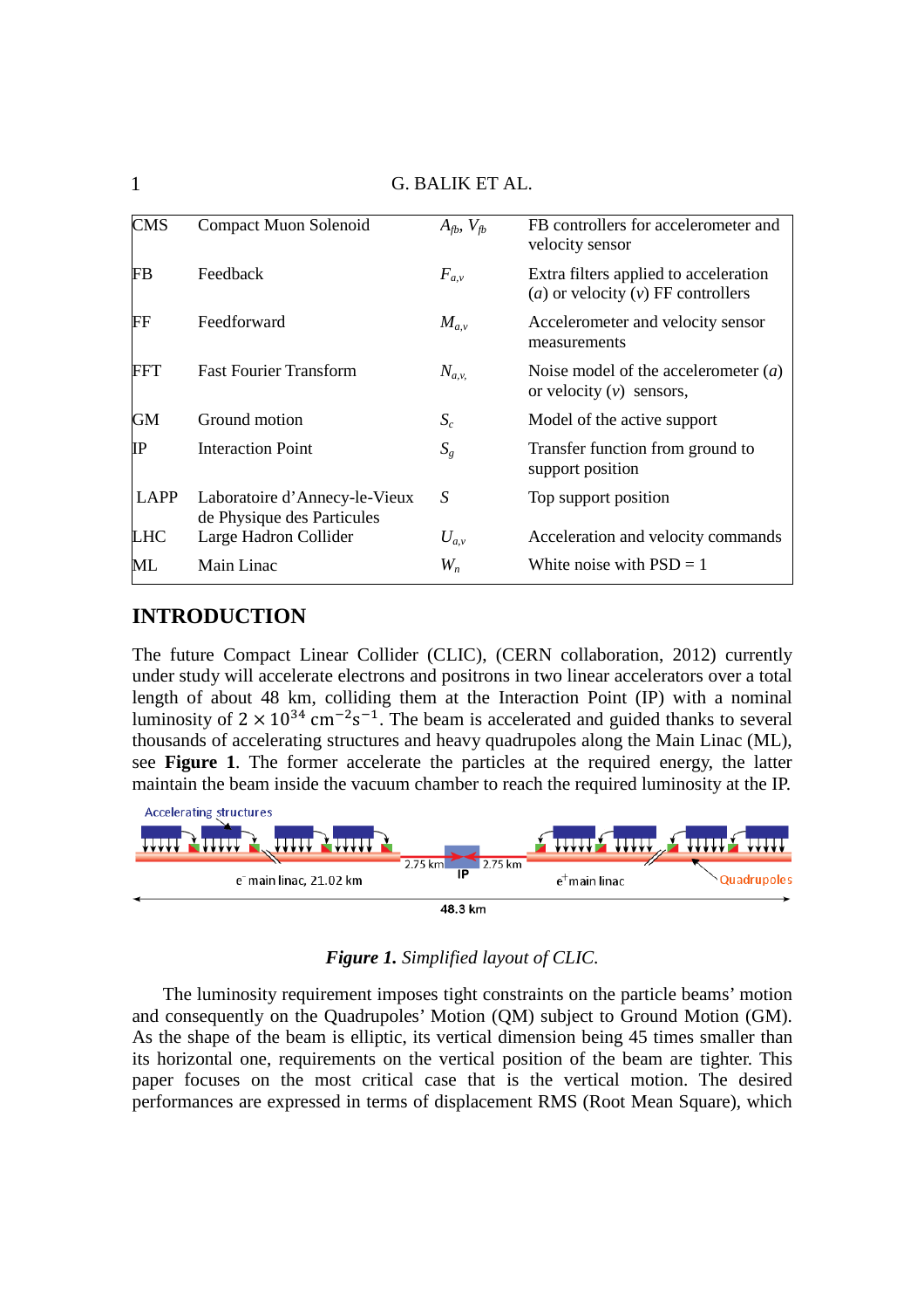| | | | |
|---|---|---|---|
| CMS | Compact Muon Solenoid | $A_{fb}$, $V_{fb}$ | FB controllers for accelerometer and velocity sensor |
| FB | Feedback | $F_{a,v}$ | Extra filters applied to acceleration ($a$) or velocity ($v$) FF controllers |
| FF | Feedforward | $M_{a,v}$ | Accelerometer and velocity sensor measurements |
| FFT | Fast Fourier Transform | $N_{a,v,}$ | Noise model of the accelerometer ($a$) or velocity ($v$) sensors, |
| GM | Ground motion | $S_c$ | Model of the active support |
| IP | Interaction Point | $S_g$ | Transfer function from ground to support position |
| LAPP | Laboratoire d'Annecy-le-Vieux de Physique des Particules | $S$ | Top support position |
| LHC | Large Hadron Collider | $U_{a,v}$ | Acceleration and velocity commands |
| ML | Main Linac | $W_n$ | White noise with PSD = 1 |

## INTRODUCTION

The future Compact Linear Collider (CLIC), (CERN collaboration, 2012) currently under study will accelerate electrons and positrons in two linear accelerators over a total length of about 48 km, colliding them at the Interaction Point (IP) with a nominal luminosity of $2 \times 10^{34}\ \mathrm{cm}^{-2}\mathrm{s}^{-1}$. The beam is accelerated and guided thanks to several thousands of accelerating structures and heavy quadrupoles along the Main Linac (ML), see **Figure 1**. The former accelerate the particles at the required energy, the latter maintain the beam inside the vacuum chamber to reach the required luminosity at the IP.

Accelerating structures

2.75 km IP 2.75 km

$e^-$ main linac, 21.02 km

$e^+$ main linac

Quadrupoles

48.3 km

***Figure 1.*** *Simplified layout of CLIC.*

The luminosity requirement imposes tight constraints on the particle beams' motion and consequently on the Quadrupoles' Motion (QM) subject to Ground Motion (GM). As the shape of the beam is elliptic, its vertical dimension being 45 times smaller than its horizontal one, requirements on the vertical position of the beam are tighter. This paper focuses on the most critical case that is the vertical motion. The desired performances are expressed in terms of displacement RMS (Root Mean Square), which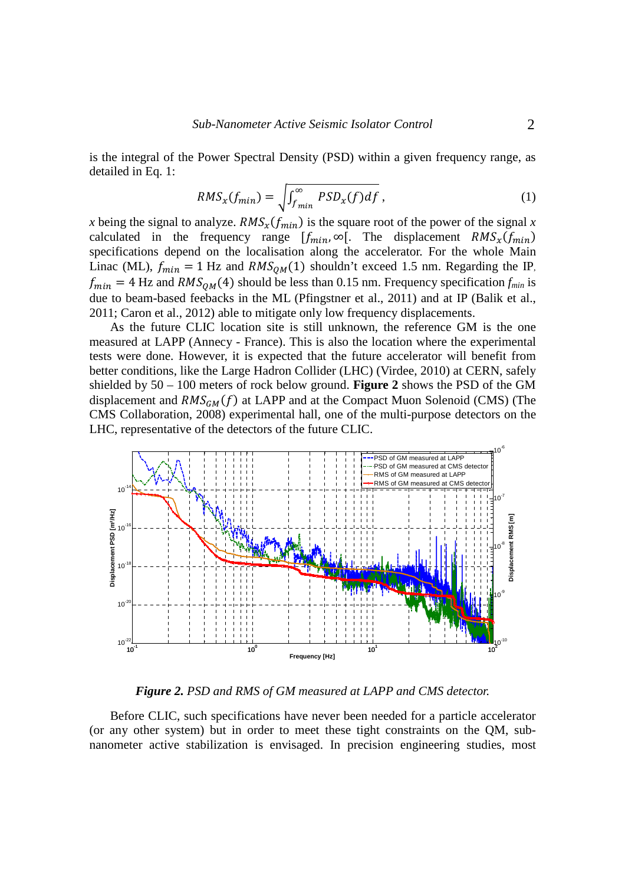is the integral of the Power Spectral Density (PSD) within a given frequency range, as detailed in Eq. 1:

$$RMS_x(f_{min}) = \sqrt{\int_{f_{min}}^{\infty} PSD_x(f)df}\,, \tag{1}$$

$x$ being the signal to analyze. $RMS_x(f_{min})$ is the square root of the power of the signal $x$ calculated in the frequency range $[f_{min}, \infty[$. The displacement $RMS_x(f_{min})$ specifications depend on the localisation along the accelerator. For the whole Main Linac (ML), $f_{min} = 1$ Hz and $RMS_{QM}(1)$ shouldn't exceed 1.5 nm. Regarding the IP, $f_{min} = 4$ Hz and $RMS_{QM}(4)$ should be less than 0.15 nm. Frequency specification $f_{min}$ is due to beam-based feebacks in the ML (Pfingstner et al., 2011) and at IP (Balik et al., 2011; Caron et al., 2012) able to mitigate only low frequency displacements.

As the future CLIC location site is still unknown, the reference GM is the one measured at LAPP (Annecy - France). This is also the location where the experimental tests were done. However, it is expected that the future accelerator will benefit from better conditions, like the Large Hadron Collider (LHC) (Virdee, 2010) at CERN, safely shielded by 50 – 100 meters of rock below ground. **Figure 2** shows the PSD of the GM displacement and $RMS_{GM}(f)$ at LAPP and at the Compact Muon Solenoid (CMS) (The CMS Collaboration, 2008) experimental hall, one of the multi-purpose detectors on the LHC, representative of the detectors of the future CLIC.

***Figure 2.*** *PSD and RMS of GM measured at LAPP and CMS detector.*

Before CLIC, such specifications have never been needed for a particle accelerator (or any other system) but in order to meet these tight constraints on the QM, sub-nanometer active stabilization is envisaged. In precision engineering studies, most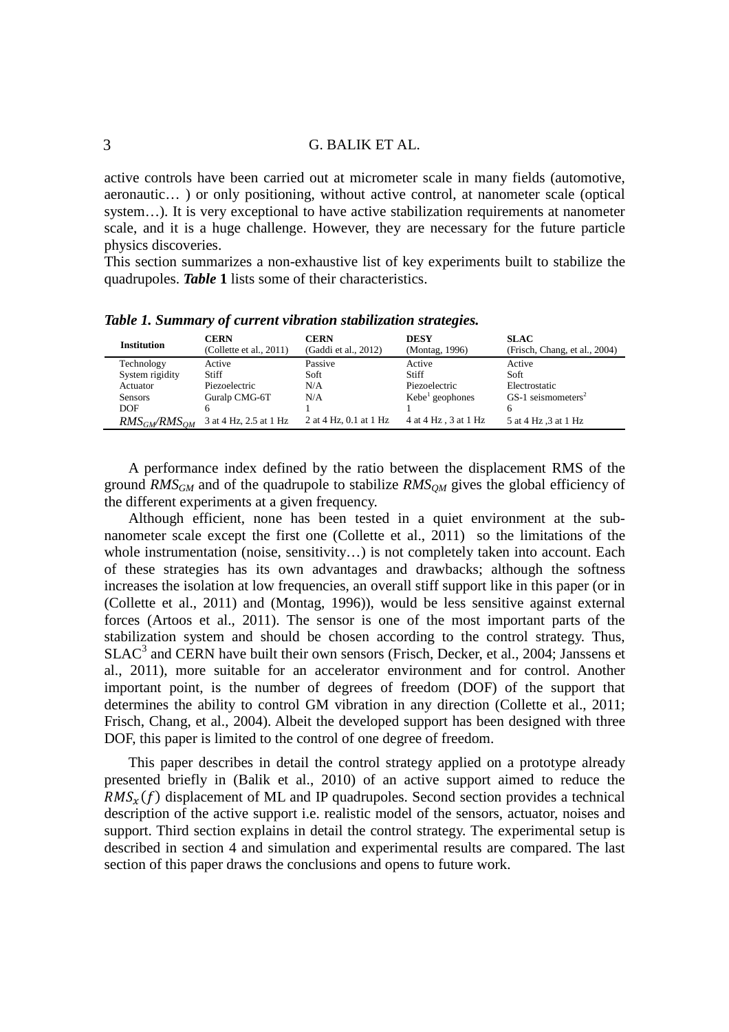active controls have been carried out at micrometer scale in many fields (automotive, aeronautic… ) or only positioning, without active control, at nanometer scale (optical system…). It is very exceptional to have active stabilization requirements at nanometer scale, and it is a huge challenge. However, they are necessary for the future particle physics discoveries.

This section summarizes a non-exhaustive list of key experiments built to stabilize the quadrupoles. ***Table* 1** lists some of their characteristics.

***Table 1. Summary of current vibration stabilization strategies.***

| Institution | CERN (Collette et al., 2011) | CERN (Gaddi et al., 2012) | DESY (Montag, 1996) | SLAC (Frisch, Chang, et al., 2004) |
|---|---|---|---|---|
| Technology | Active | Passive | Active | Active |
| System rigidity | Stiff | Soft | Stiff | Soft |
| Actuator | Piezoelectric | N/A | Piezoelectric | Electrostatic |
| Sensors | Guralp CMG-6T | N/A | Kebe[1] geophones | GS-1 seismometers[2] |
| DOF | 6 | 1 | 1 | 6 |
| $RMS_{GM}/RMS_{QM}$ | 3 at 4 Hz, 2.5 at 1 Hz | 2 at 4 Hz, 0.1 at 1 Hz | 4 at 4 Hz , 3 at 1 Hz | 5 at 4 Hz ,3 at 1 Hz |

A performance index defined by the ratio between the displacement RMS of the ground $RMS_{GM}$ and of the quadrupole to stabilize $RMS_{QM}$ gives the global efficiency of the different experiments at a given frequency.

Although efficient, none has been tested in a quiet environment at the sub-nanometer scale except the first one (Collette et al., 2011) so the limitations of the whole instrumentation (noise, sensitivity…) is not completely taken into account. Each of these strategies has its own advantages and drawbacks; although the softness increases the isolation at low frequencies, an overall stiff support like in this paper (or in (Collette et al., 2011) and (Montag, 1996)), would be less sensitive against external forces (Artoos et al., 2011). The sensor is one of the most important parts of the stabilization system and should be chosen according to the control strategy. Thus, SLAC[3] and CERN have built their own sensors (Frisch, Decker, et al., 2004; Janssens et al., 2011), more suitable for an accelerator environment and for control. Another important point, is the number of degrees of freedom (DOF) of the support that determines the ability to control GM vibration in any direction (Collette et al., 2011; Frisch, Chang, et al., 2004). Albeit the developed support has been designed with three DOF, this paper is limited to the control of one degree of freedom.

This paper describes in detail the control strategy applied on a prototype already presented briefly in (Balik et al., 2010) of an active support aimed to reduce the $RMS_x(f)$ displacement of ML and IP quadrupoles. Second section provides a technical description of the active support i.e. realistic model of the sensors, actuator, noises and support. Third section explains in detail the control strategy. The experimental setup is described in section 4 and simulation and experimental results are compared. The last section of this paper draws the conclusions and opens to future work.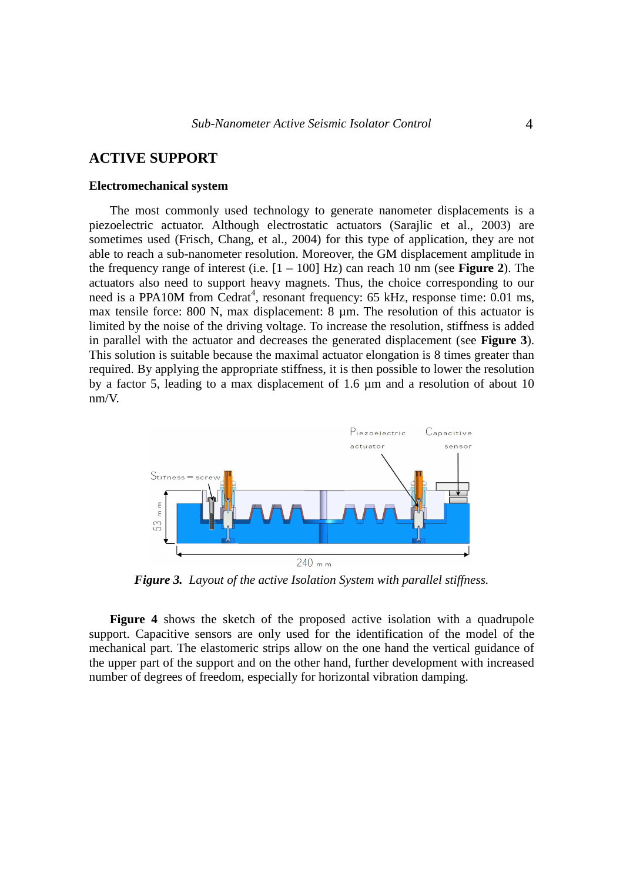## ACTIVE SUPPORT

### Electromechanical system

The most commonly used technology to generate nanometer displacements is a piezoelectric actuator. Although electrostatic actuators (Sarajlic et al., 2003) are sometimes used (Frisch, Chang, et al., 2004) for this type of application, they are not able to reach a sub-nanometer resolution. Moreover, the GM displacement amplitude in the frequency range of interest (i.e. [1 – 100] Hz) can reach 10 nm (see **Figure 2**). The actuators also need to support heavy magnets. Thus, the choice corresponding to our need is a PPA10M from Cedrat[4], resonant frequency: 65 kHz, response time: 0.01 ms, max tensile force: 800 N, max displacement: 8 µm. The resolution of this actuator is limited by the noise of the driving voltage. To increase the resolution, stiffness is added in parallel with the actuator and decreases the generated displacement (see **Figure 3**). This solution is suitable because the maximal actuator elongation is 8 times greater than required. By applying the appropriate stiffness, it is then possible to lower the resolution by a factor 5, leading to a max displacement of 1.6 µm and a resolution of about 10 nm/V.

***Figure 3.*** *Layout of the active Isolation System with parallel stiffness.*

**Figure 4** shows the sketch of the proposed active isolation with a quadrupole support. Capacitive sensors are only used for the identification of the model of the mechanical part. The elastomeric strips allow on the one hand the vertical guidance of the upper part of the support and on the other hand, further development with increased number of degrees of freedom, especially for horizontal vibration damping.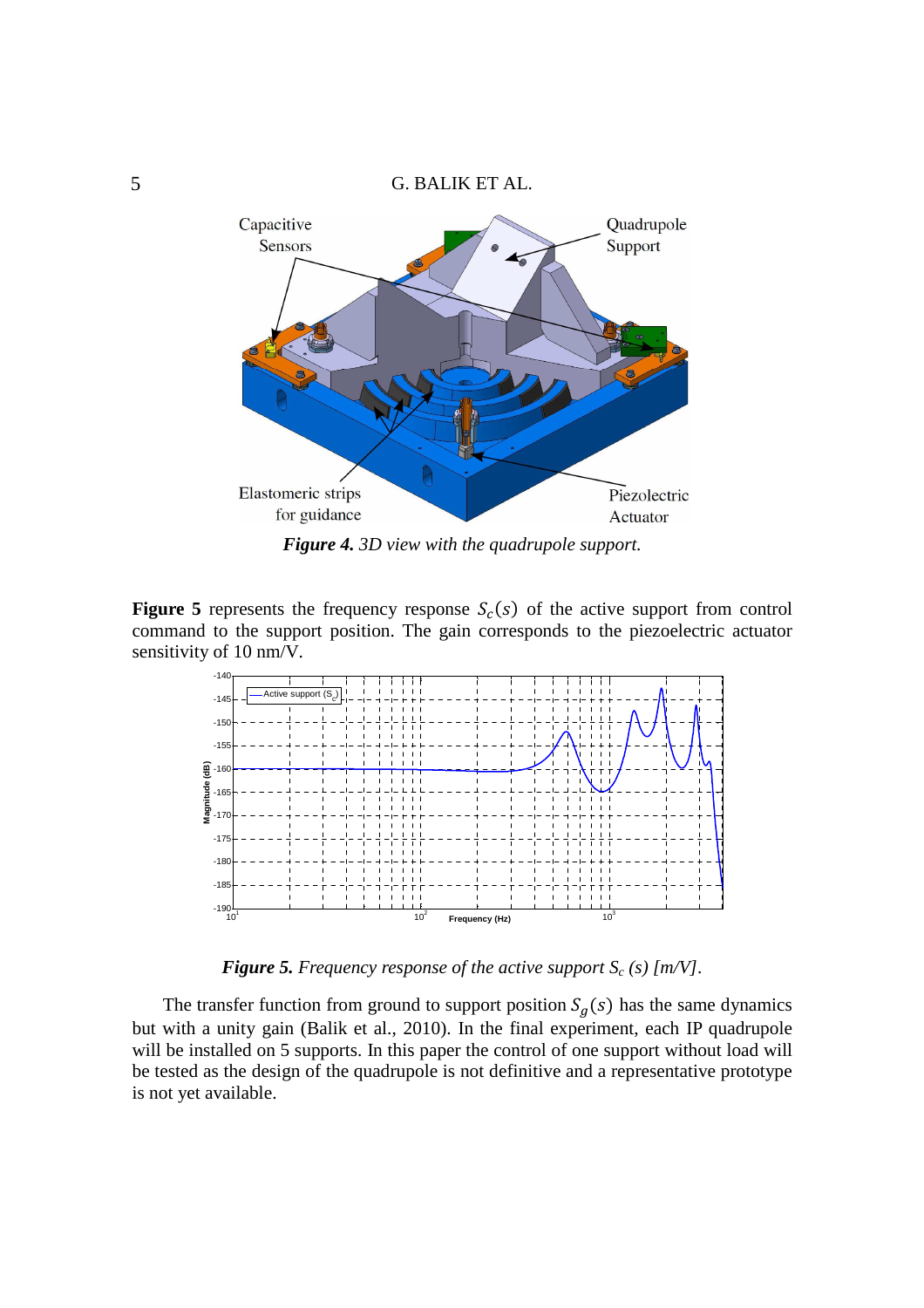*Figure 4. 3D view with the quadrupole support.*

**Figure 5** represents the frequency response $S_c(s)$ of the active support from control command to the support position. The gain corresponds to the piezoelectric actuator sensitivity of 10 nm/V.

*Figure 5. Frequency response of the active support $S_c$ (s) [m/V].*

The transfer function from ground to support position $S_g(s)$ has the same dynamics but with a unity gain (Balik et al., 2010). In the final experiment, each IP quadrupole will be installed on 5 supports. In this paper the control of one support without load will be tested as the design of the quadrupole is not definitive and a representative prototype is not yet available.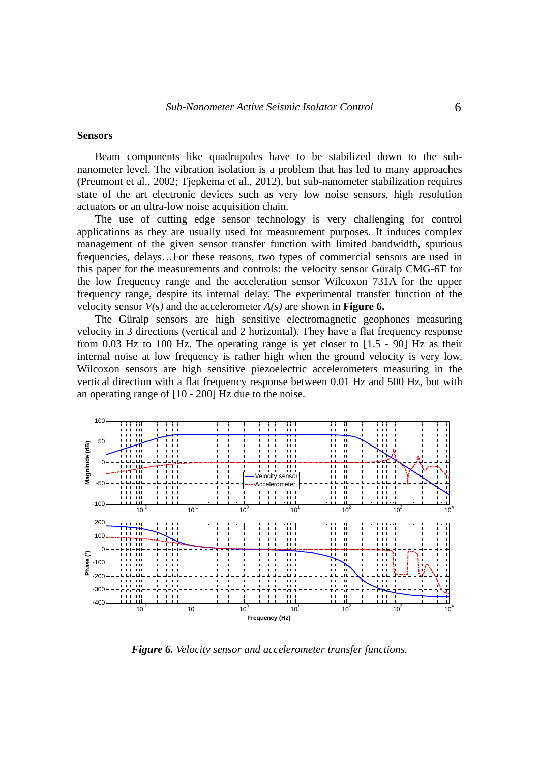### Sensors

Beam components like quadrupoles have to be stabilized down to the sub-nanometer level. The vibration isolation is a problem that has led to many approaches (Preumont et al., 2002; Tjepkema et al., 2012), but sub-nanometer stabilization requires state of the art electronic devices such as very low noise sensors, high resolution actuators or an ultra-low noise acquisition chain.

The use of cutting edge sensor technology is very challenging for control applications as they are usually used for measurement purposes. It induces complex management of the given sensor transfer function with limited bandwidth, spurious frequencies, delays…For these reasons, two types of commercial sensors are used in this paper for the measurements and controls: the velocity sensor Güralp CMG-6T for the low frequency range and the acceleration sensor Wilcoxon 731A for the upper frequency range, despite its internal delay. The experimental transfer function of the velocity sensor $V(s)$ and the accelerometer $A(s)$ are shown in **Figure 6.**

The Güralp sensors are high sensitive electromagnetic geophones measuring velocity in 3 directions (vertical and 2 horizontal). They have a flat frequency response from 0.03 Hz to 100 Hz. The operating range is yet closer to [1.5 - 90] Hz as their internal noise at low frequency is rather high when the ground velocity is very low. Wilcoxon sensors are high sensitive piezoelectric accelerometers measuring in the vertical direction with a flat frequency response between 0.01 Hz and 500 Hz, but with an operating range of [10 - 200] Hz due to the noise.

***Figure 6.*** *Velocity sensor and accelerometer transfer functions.*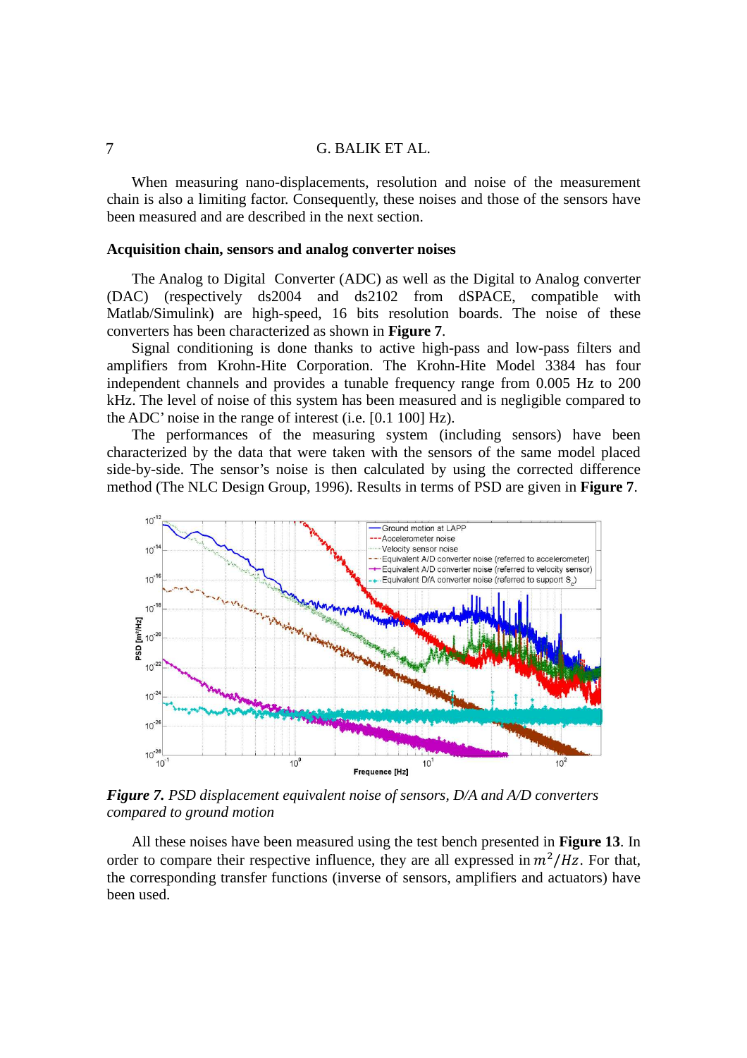When measuring nano-displacements, resolution and noise of the measurement chain is also a limiting factor. Consequently, these noises and those of the sensors have been measured and are described in the next section.

### Acquisition chain, sensors and analog converter noises

The Analog to Digital Converter (ADC) as well as the Digital to Analog converter (DAC) (respectively ds2004 and ds2102 from dSPACE, compatible with Matlab/Simulink) are high-speed, 16 bits resolution boards. The noise of these converters has been characterized as shown in **Figure 7**.

Signal conditioning is done thanks to active high-pass and low-pass filters and amplifiers from Krohn-Hite Corporation. The Krohn-Hite Model 3384 has four independent channels and provides a tunable frequency range from 0.005 Hz to 200 kHz. The level of noise of this system has been measured and is negligible compared to the ADC' noise in the range of interest (i.e. [0.1 100] Hz).

The performances of the measuring system (including sensors) have been characterized by the data that were taken with the sensors of the same model placed side-by-side. The sensor's noise is then calculated by using the corrected difference method (The NLC Design Group, 1996). Results in terms of PSD are given in **Figure 7**.

***Figure 7.*** *PSD displacement equivalent noise of sensors, D/A and A/D converters compared to ground motion*

All these noises have been measured using the test bench presented in **Figure 13**. In order to compare their respective influence, they are all expressed in $m^2/Hz$. For that, the corresponding transfer functions (inverse of sensors, amplifiers and actuators) have been used.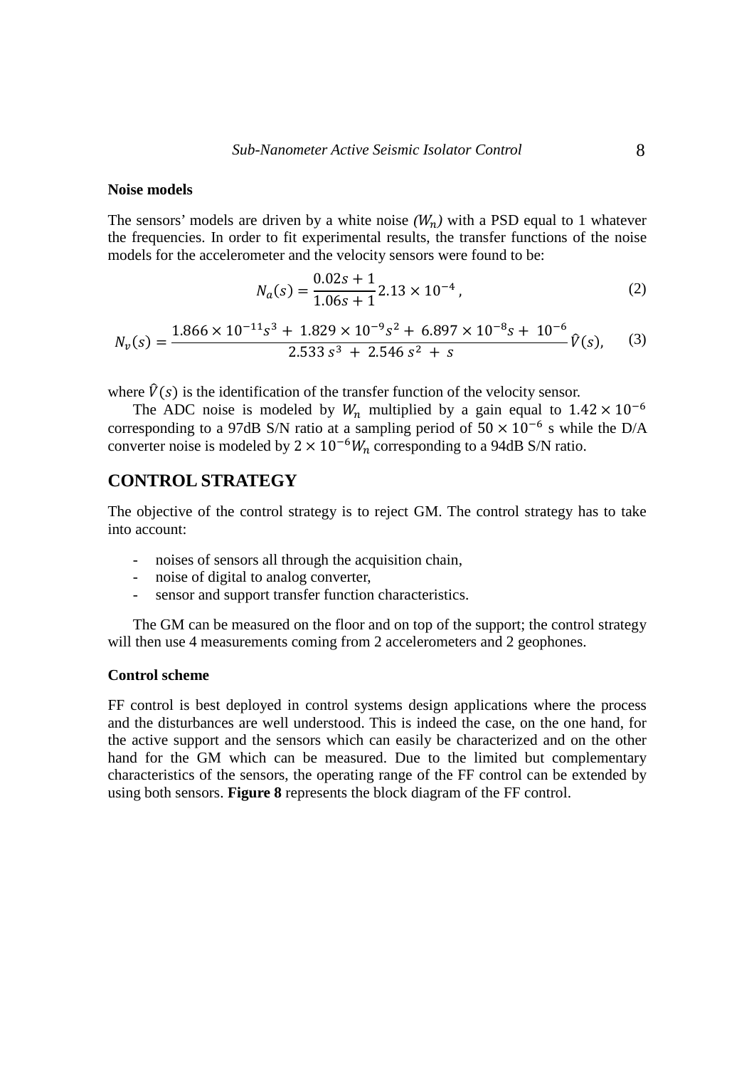### Noise models

The sensors' models are driven by a white noise *($W_n$)* with a PSD equal to 1 whatever the frequencies. In order to fit experimental results, the transfer functions of the noise models for the accelerometer and the velocity sensors were found to be:

$$N_a(s) = \frac{0.02s + 1}{1.06s + 1} 2.13 \times 10^{-4}\,, \tag{2}$$

$$N_v(s) = \frac{1.866 \times 10^{-11}s^3 + 1.829 \times 10^{-9}s^2 + 6.897 \times 10^{-8}s + 10^{-6}}{2.533\, s^3 + 2.546\, s^2 + s} \hat{V}(s), \tag{3}$$

where $\hat{V}(s)$ is the identification of the transfer function of the velocity sensor.

The ADC noise is modeled by $W_n$ multiplied by a gain equal to $1.42 \times 10^{-6}$ corresponding to a 97dB S/N ratio at a sampling period of $50 \times 10^{-6}$ s while the D/A converter noise is modeled by $2 \times 10^{-6} W_n$ corresponding to a 94dB S/N ratio.

## CONTROL STRATEGY

The objective of the control strategy is to reject GM. The control strategy has to take into account:

- noises of sensors all through the acquisition chain,
- noise of digital to analog converter,
- sensor and support transfer function characteristics.

The GM can be measured on the floor and on top of the support; the control strategy will then use 4 measurements coming from 2 accelerometers and 2 geophones.

### Control scheme

FF control is best deployed in control systems design applications where the process and the disturbances are well understood. This is indeed the case, on the one hand, for the active support and the sensors which can easily be characterized and on the other hand for the GM which can be measured. Due to the limited but complementary characteristics of the sensors, the operating range of the FF control can be extended by using both sensors. **Figure 8** represents the block diagram of the FF control.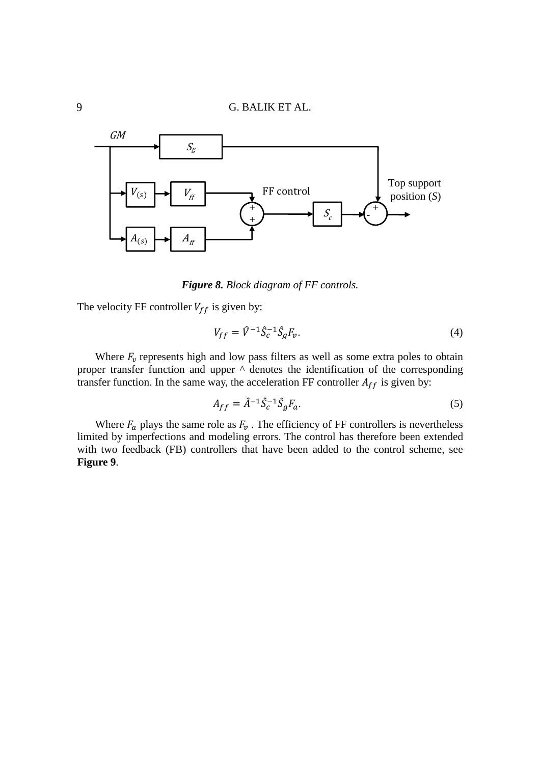*Figure 8. Block diagram of FF controls.*

The velocity FF controller $V_{ff}$ is given by:

$$V_{ff} = \hat{V}^{-1}\hat{S}_c^{-1}\hat{S}_g F_v. \quad (4)$$

Where $F_v$ represents high and low pass filters as well as some extra poles to obtain proper transfer function and upper ^ denotes the identification of the corresponding transfer function. In the same way, the acceleration FF controller $A_{ff}$ is given by:

$$A_{ff} = \hat{A}^{-1}\hat{S}_c^{-1}\hat{S}_g F_a. \quad (5)$$

Where $F_a$ plays the same role as $F_v$ . The efficiency of FF controllers is nevertheless limited by imperfections and modeling errors. The control has therefore been extended with two feedback (FB) controllers that have been added to the control scheme, see **Figure 9**.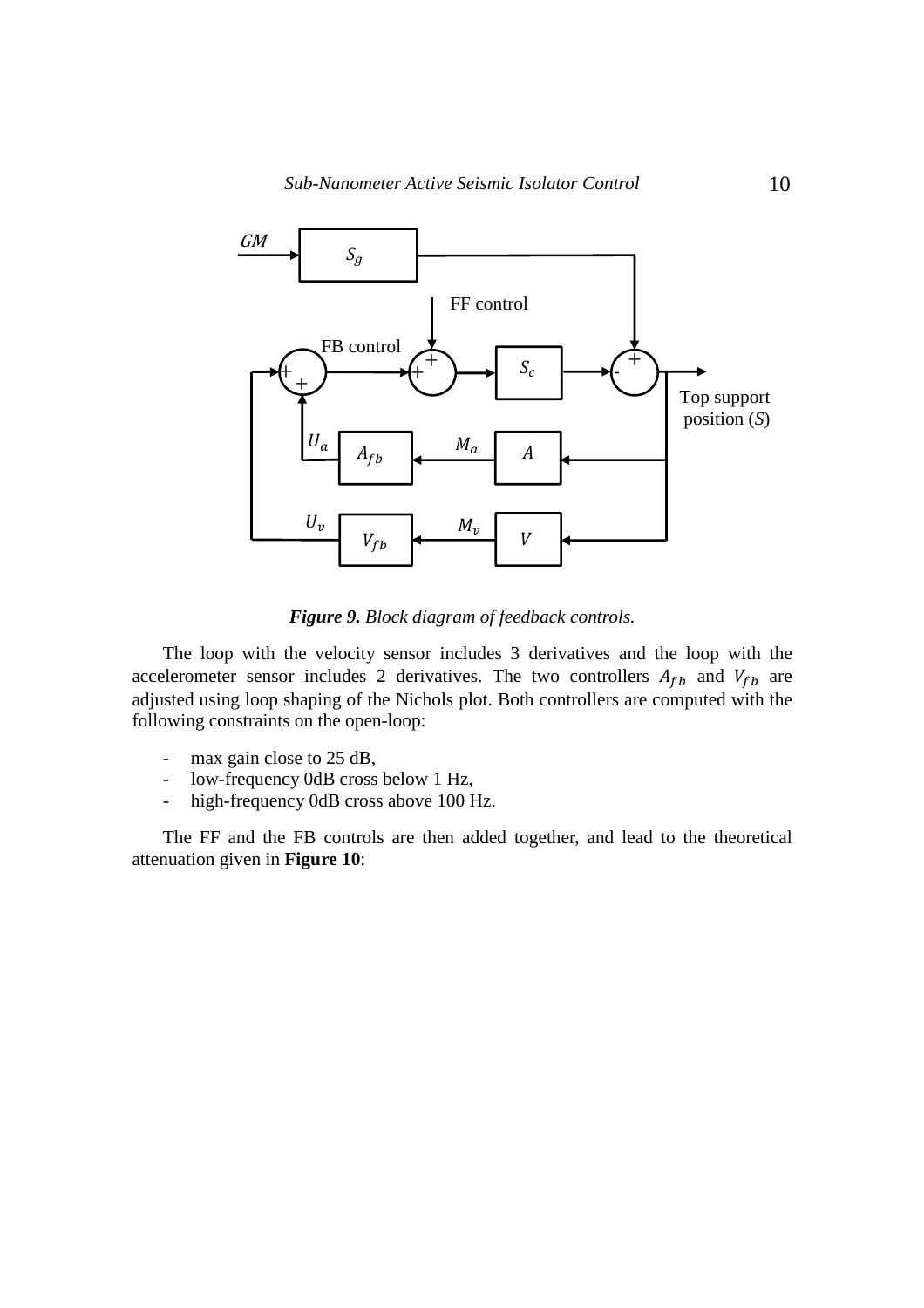***Figure 9.*** *Block diagram of feedback controls.*

The loop with the velocity sensor includes 3 derivatives and the loop with the accelerometer sensor includes 2 derivatives. The two controllers $A_{fb}$ and $V_{fb}$ are adjusted using loop shaping of the Nichols plot. Both controllers are computed with the following constraints on the open-loop:

- max gain close to 25 dB,
- low-frequency 0dB cross below 1 Hz,
- high-frequency 0dB cross above 100 Hz.

The FF and the FB controls are then added together, and lead to the theoretical attenuation given in **Figure 10**: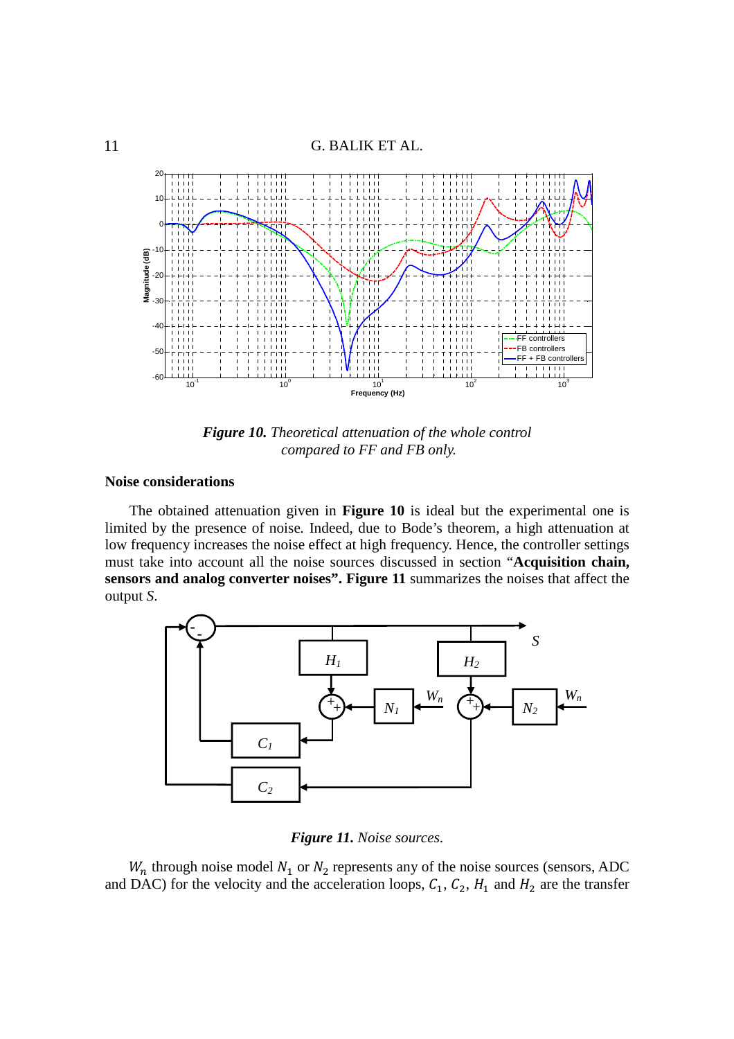*Figure 10. Theoretical attenuation of the whole control compared to FF and FB only.*

**Noise considerations**

The obtained attenuation given in **Figure 10** is ideal but the experimental one is limited by the presence of noise. Indeed, due to Bode's theorem, a high attenuation at low frequency increases the noise effect at high frequency. Hence, the controller settings must take into account all the noise sources discussed in section "**Acquisition chain, sensors and analog converter noises". Figure 11** summarizes the noises that affect the output *S*.

*Figure 11. Noise sources.*

$W_n$ through noise model $N_1$ or $N_2$ represents any of the noise sources (sensors, ADC and DAC) for the velocity and the acceleration loops, $C_1$, $C_2$, $H_1$ and $H_2$ are the transfer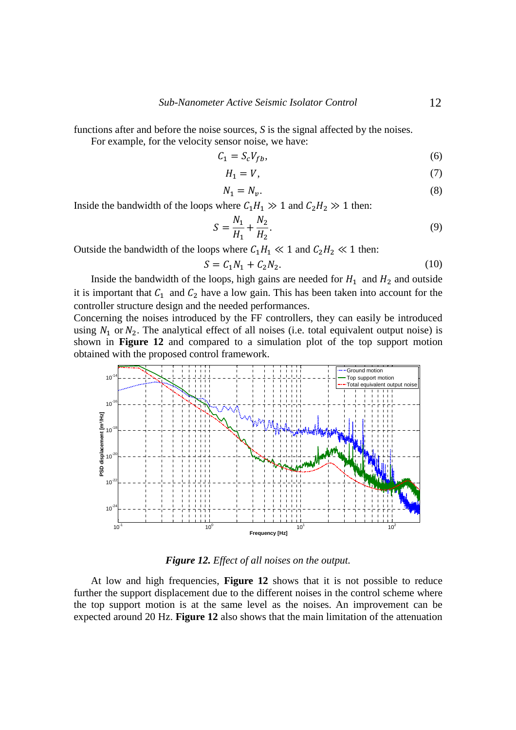functions after and before the noise sources, $S$ is the signal affected by the noises.

For example, for the velocity sensor noise, we have:

$$C_1 = S_c V_{fb}, \tag{6}$$

$$H_1 = V, \tag{7}$$

$$N_1 = N_v. \tag{8}$$

Inside the bandwidth of the loops where $C_1 H_1 \gg 1$ and $C_2 H_2 \gg 1$ then:

$$S = \frac{N_1}{H_1} + \frac{N_2}{H_2}. \tag{9}$$

Outside the bandwidth of the loops where $C_1 H_1 \ll 1$ and $C_2 H_2 \ll 1$ then:

$$S = C_1 N_1 + C_2 N_2. \tag{10}$$

Inside the bandwidth of the loops, high gains are needed for $H_1$ and $H_2$ and outside it is important that $C_1$ and $C_2$ have a low gain. This has been taken into account for the controller structure design and the needed performances.

Concerning the noises introduced by the FF controllers, they can easily be introduced using $N_1$ or $N_2$. The analytical effect of all noises (i.e. total equivalent output noise) is shown in **Figure 12** and compared to a simulation plot of the top support motion obtained with the proposed control framework.

***Figure 12.** Effect of all noises on the output.*

At low and high frequencies, **Figure 12** shows that it is not possible to reduce further the support displacement due to the different noises in the control scheme where the top support motion is at the same level as the noises. An improvement can be expected around 20 Hz. **Figure 12** also shows that the main limitation of the attenuation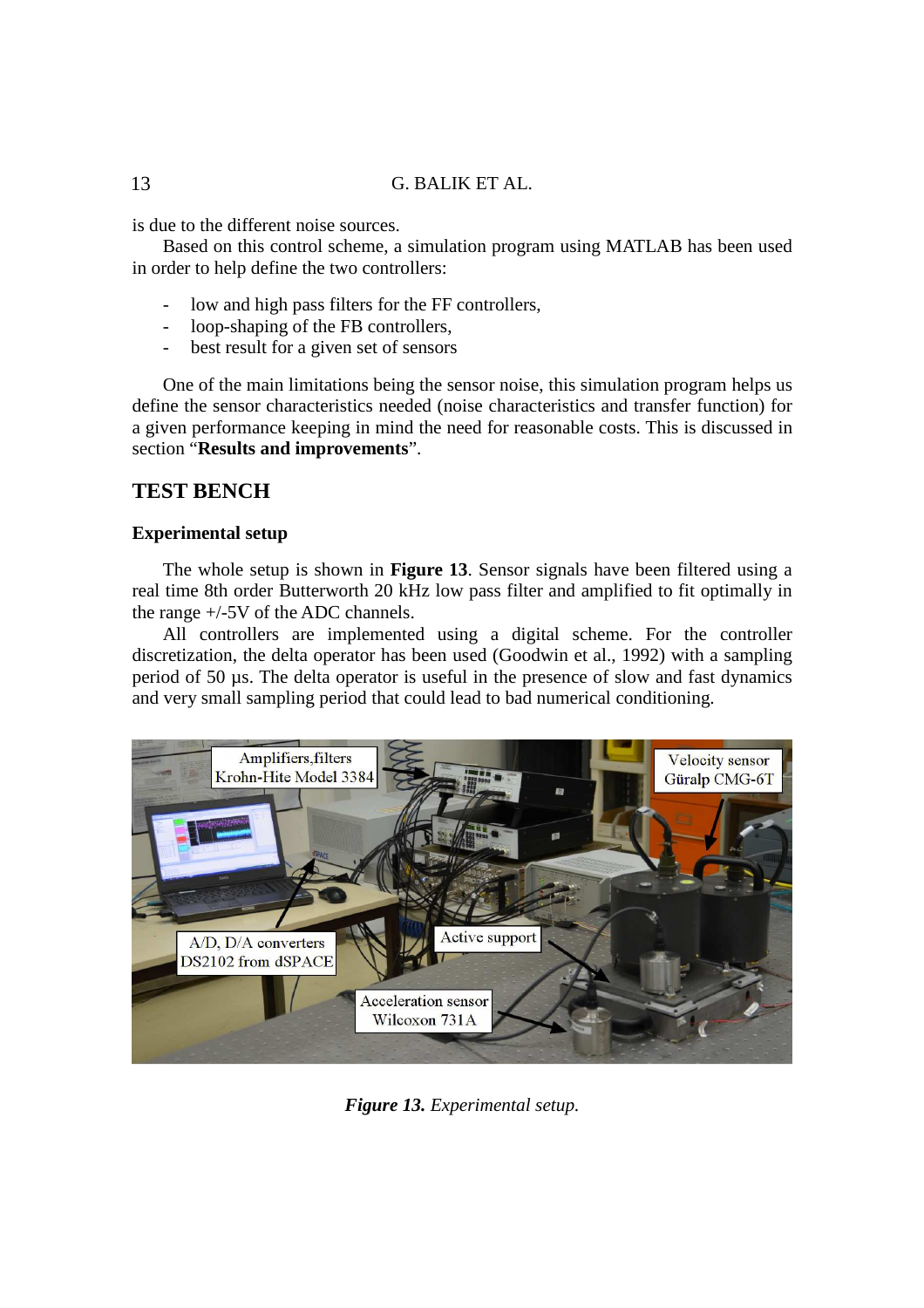is due to the different noise sources.

Based on this control scheme, a simulation program using MATLAB has been used in order to help define the two controllers:

- low and high pass filters for the FF controllers,
- loop-shaping of the FB controllers,
- best result for a given set of sensors

One of the main limitations being the sensor noise, this simulation program helps us define the sensor characteristics needed (noise characteristics and transfer function) for a given performance keeping in mind the need for reasonable costs. This is discussed in section "**Results and improvements**".

## TEST BENCH

### Experimental setup

The whole setup is shown in **Figure 13**. Sensor signals have been filtered using a real time 8th order Butterworth 20 kHz low pass filter and amplified to fit optimally in the range +/-5V of the ADC channels.

All controllers are implemented using a digital scheme. For the controller discretization, the delta operator has been used (Goodwin et al., 1992) with a sampling period of 50 µs. The delta operator is useful in the presence of slow and fast dynamics and very small sampling period that could lead to bad numerical conditioning.

***Figure 13.*** *Experimental setup.*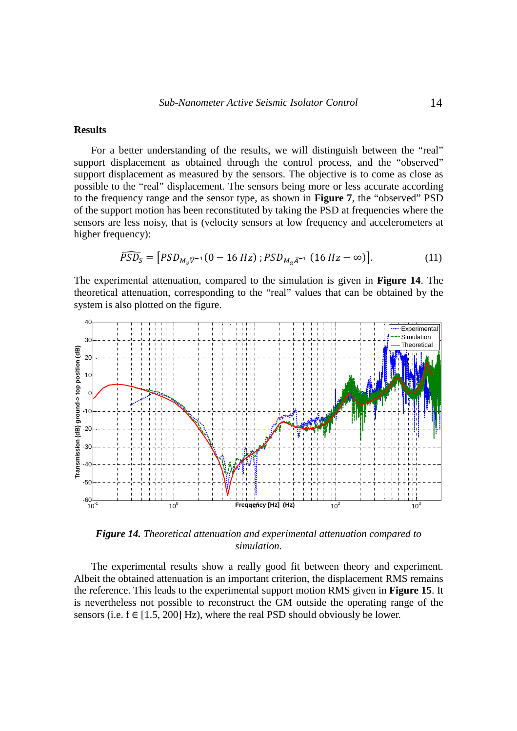## Results

For a better understanding of the results, we will distinguish between the “real” support displacement as obtained through the control process, and the “observed” support displacement as measured by the sensors. The objective is to come as close as possible to the “real” displacement. The sensors being more or less accurate according to the frequency range and the sensor type, as shown in **Figure 7**, the “observed” PSD of the support motion has been reconstituted by taking the PSD at frequencies where the sensors are less noisy, that is (velocity sensors at low frequency and accelerometers at higher frequency):

$$\widehat{PSD_S} = \left[PSD_{M_v\hat{V}^{-1}}(0 - 16\,Hz)\,;PSD_{M_a\hat{A}^{-1}}\,(16\,Hz - \infty)\right]. \tag{11}$$

The experimental attenuation, compared to the simulation is given in **Figure 14**. The theoretical attenuation, corresponding to the “real” values that can be obtained by the system is also plotted on the figure.

***Figure 14.*** *Theoretical attenuation and experimental attenuation compared to simulation.*

The experimental results show a really good fit between theory and experiment. Albeit the obtained attenuation is an important criterion, the displacement RMS remains the reference. This leads to the experimental support motion RMS given in **Figure 15**. It is nevertheless not possible to reconstruct the GM outside the operating range of the sensors (i.e. f ∈ [1.5, 200] Hz), where the real PSD should obviously be lower.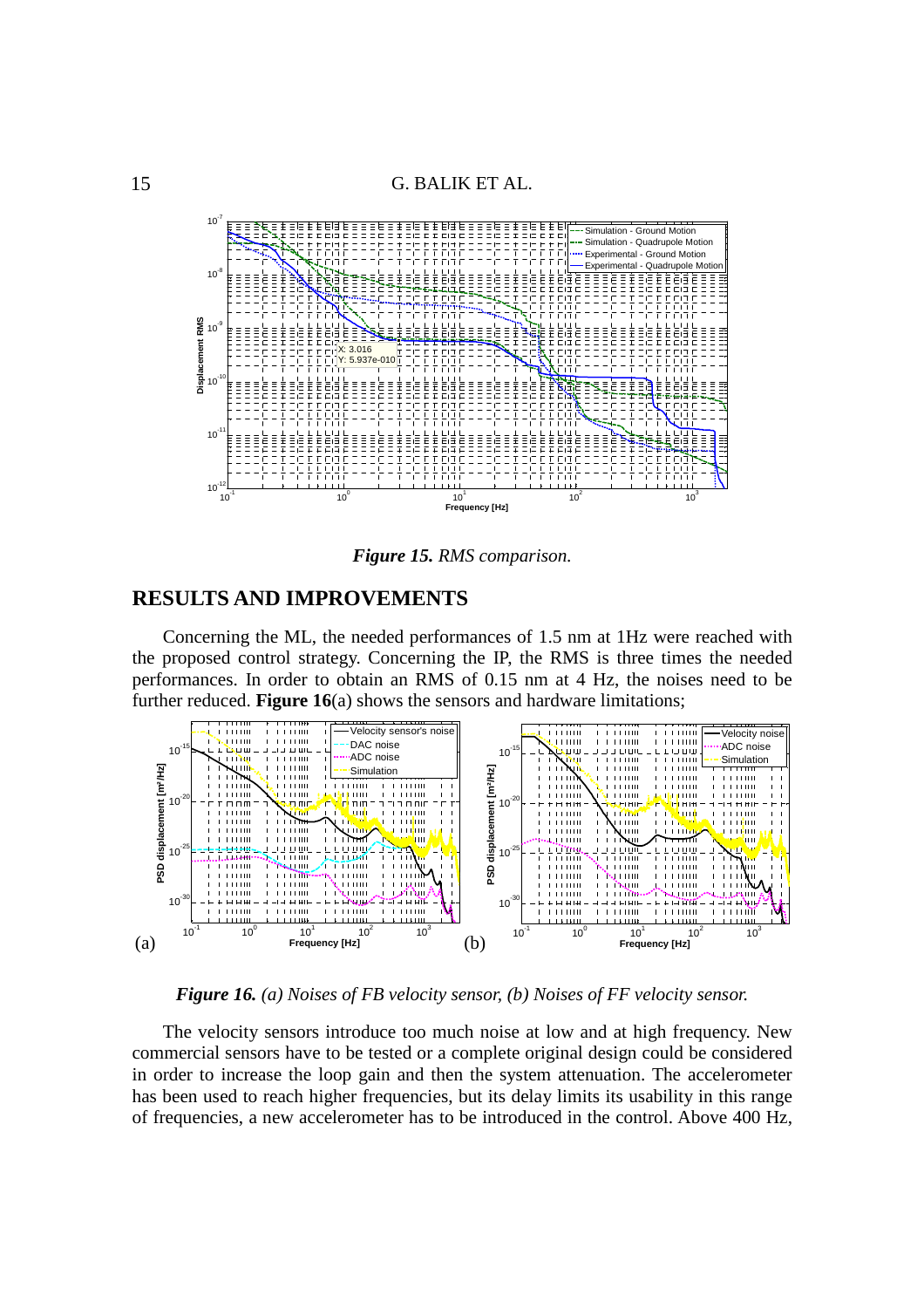*Figure 15. RMS comparison.*

## RESULTS AND IMPROVEMENTS

Concerning the ML, the needed performances of 1.5 nm at 1Hz were reached with the proposed control strategy. Concerning the IP, the RMS is three times the needed performances. In order to obtain an RMS of 0.15 nm at 4 Hz, the noises need to be further reduced. **Figure 16**(a) shows the sensors and hardware limitations;

*Figure 16. (a) Noises of FB velocity sensor, (b) Noises of FF velocity sensor.*

The velocity sensors introduce too much noise at low and at high frequency. New commercial sensors have to be tested or a complete original design could be considered in order to increase the loop gain and then the system attenuation. The accelerometer has been used to reach higher frequencies, but its delay limits its usability in this range of frequencies, a new accelerometer has to be introduced in the control. Above 400 Hz,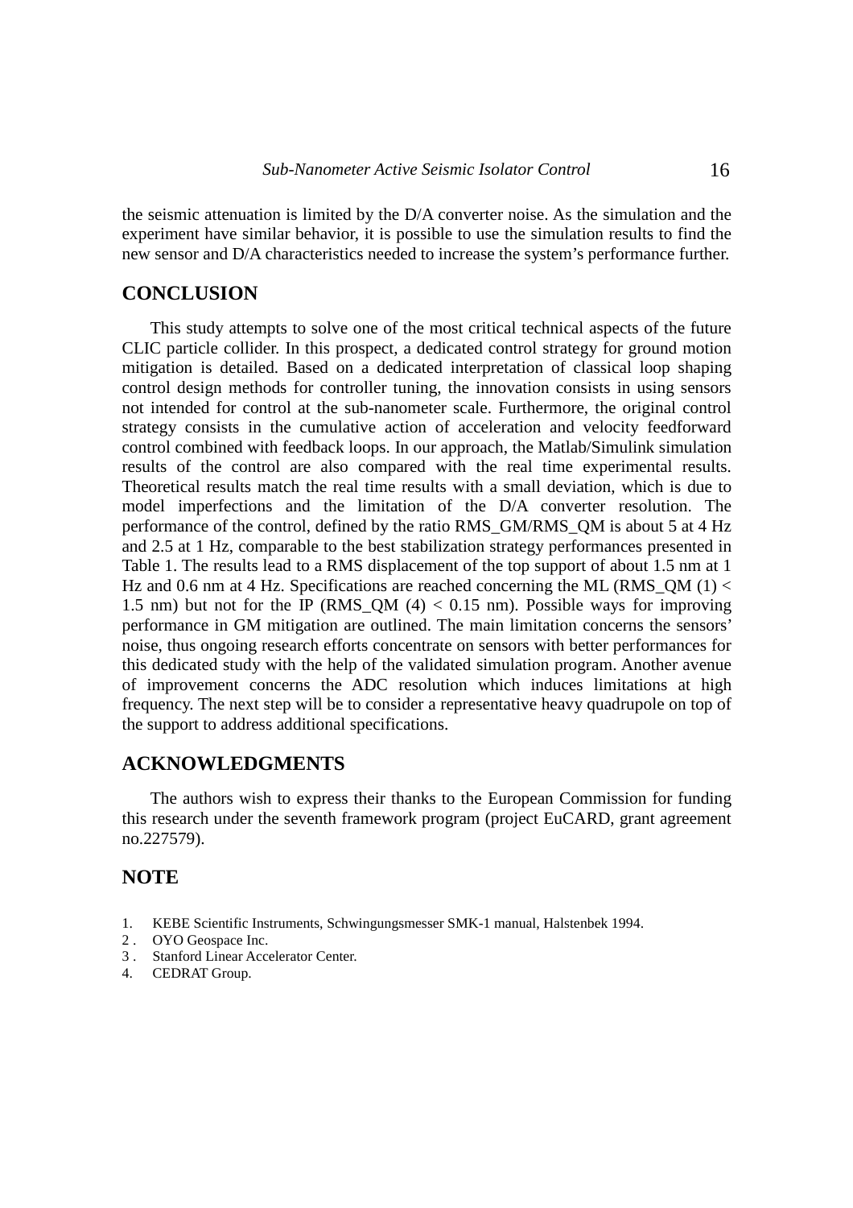the seismic attenuation is limited by the D/A converter noise. As the simulation and the experiment have similar behavior, it is possible to use the simulation results to find the new sensor and D/A characteristics needed to increase the system's performance further.

## CONCLUSION

This study attempts to solve one of the most critical technical aspects of the future CLIC particle collider. In this prospect, a dedicated control strategy for ground motion mitigation is detailed. Based on a dedicated interpretation of classical loop shaping control design methods for controller tuning, the innovation consists in using sensors not intended for control at the sub-nanometer scale. Furthermore, the original control strategy consists in the cumulative action of acceleration and velocity feedforward control combined with feedback loops. In our approach, the Matlab/Simulink simulation results of the control are also compared with the real time experimental results. Theoretical results match the real time results with a small deviation, which is due to model imperfections and the limitation of the D/A converter resolution. The performance of the control, defined by the ratio $RMS\_GM/RMS\_QM$ is about 5 at 4 Hz and 2.5 at 1 Hz, comparable to the best stabilization strategy performances presented in Table 1. The results lead to a RMS displacement of the top support of about 1.5 nm at 1 Hz and 0.6 nm at 4 Hz. Specifications are reached concerning the ML ($RMS\_QM\ (1) <$ 1.5 nm) but not for the IP ($RMS\_QM\ (4) <$ 0.15 nm). Possible ways for improving performance in GM mitigation are outlined. The main limitation concerns the sensors' noise, thus ongoing research efforts concentrate on sensors with better performances for this dedicated study with the help of the validated simulation program. Another avenue of improvement concerns the ADC resolution which induces limitations at high frequency. The next step will be to consider a representative heavy quadrupole on top of the support to address additional specifications.

## ACKNOWLEDGMENTS

The authors wish to express their thanks to the European Commission for funding this research under the seventh framework program (project EuCARD, grant agreement no.227579).

## NOTE

1. KEBE Scientific Instruments, Schwingungsmesser SMK-1 manual, Halstenbek 1994.
2. OYO Geospace Inc.
3. Stanford Linear Accelerator Center.
4. CEDRAT Group.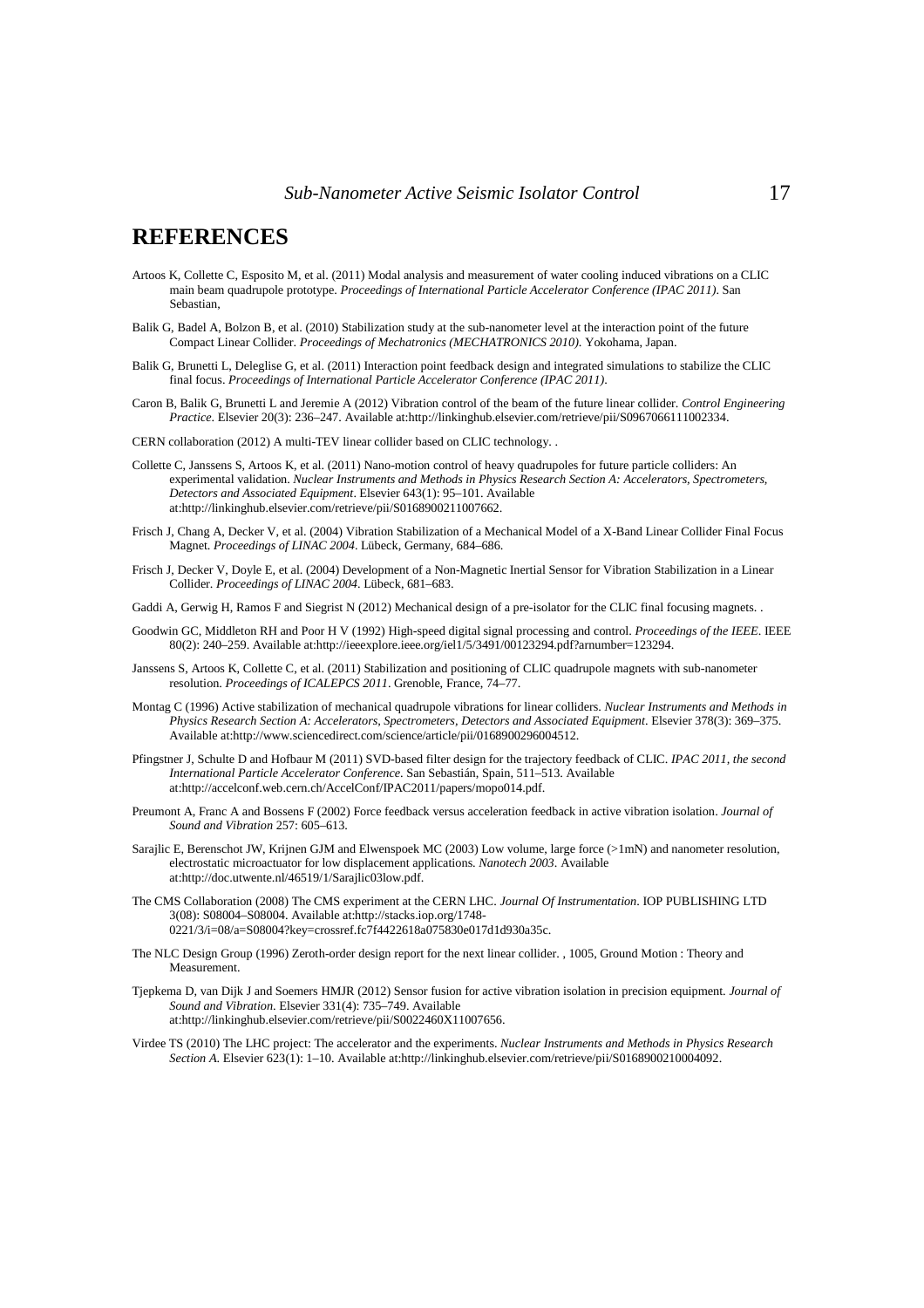# REFERENCES

Artoos K, Collette C, Esposito M, et al. (2011) Modal analysis and measurement of water cooling induced vibrations on a CLIC main beam quadrupole prototype. *Proceedings of International Particle Accelerator Conference (IPAC 2011)*. San Sebastian,

Balik G, Badel A, Bolzon B, et al. (2010) Stabilization study at the sub-nanometer level at the interaction point of the future Compact Linear Collider. *Proceedings of Mechatronics (MECHATRONICS 2010).* Yokohama, Japan.

Balik G, Brunetti L, Deleglise G, et al. (2011) Interaction point feedback design and integrated simulations to stabilize the CLIC final focus. *Proceedings of International Particle Accelerator Conference (IPAC 2011)*.

Caron B, Balik G, Brunetti L and Jeremie A (2012) Vibration control of the beam of the future linear collider. *Control Engineering Practice*. Elsevier 20(3): 236–247. Available at:http://linkinghub.elsevier.com/retrieve/pii/S0967066111002334.

CERN collaboration (2012) A multi-TEV linear collider based on CLIC technology. .

Collette C, Janssens S, Artoos K, et al. (2011) Nano-motion control of heavy quadrupoles for future particle colliders: An experimental validation. *Nuclear Instruments and Methods in Physics Research Section A: Accelerators, Spectrometers, Detectors and Associated Equipment*. Elsevier 643(1): 95–101. Available at:http://linkinghub.elsevier.com/retrieve/pii/S0168900211007662.

Frisch J, Chang A, Decker V, et al. (2004) Vibration Stabilization of a Mechanical Model of a X-Band Linear Collider Final Focus Magnet. *Proceedings of LINAC 2004*. Lübeck, Germany, 684–686.

Frisch J, Decker V, Doyle E, et al. (2004) Development of a Non-Magnetic Inertial Sensor for Vibration Stabilization in a Linear Collider. *Proceedings of LINAC 2004*. Lübeck, 681–683.

Gaddi A, Gerwig H, Ramos F and Siegrist N (2012) Mechanical design of a pre-isolator for the CLIC final focusing magnets. .

Goodwin GC, Middleton RH and Poor H V (1992) High-speed digital signal processing and control. *Proceedings of the IEEE*. IEEE 80(2): 240–259. Available at:http://ieeexplore.ieee.org/iel1/5/3491/00123294.pdf?arnumber=123294.

Janssens S, Artoos K, Collette C, et al. (2011) Stabilization and positioning of CLIC quadrupole magnets with sub-nanometer resolution. *Proceedings of ICALEPCS 2011*. Grenoble, France, 74–77.

Montag C (1996) Active stabilization of mechanical quadrupole vibrations for linear colliders. *Nuclear Instruments and Methods in Physics Research Section A: Accelerators, Spectrometers, Detectors and Associated Equipment*. Elsevier 378(3): 369–375. Available at:http://www.sciencedirect.com/science/article/pii/0168900296004512.

Pfingstner J, Schulte D and Hofbaur M (2011) SVD-based filter design for the trajectory feedback of CLIC. *IPAC 2011, the second International Particle Accelerator Conference*. San Sebastián, Spain, 511–513. Available at:http://accelconf.web.cern.ch/AccelConf/IPAC2011/papers/mopo014.pdf.

Preumont A, Franc A and Bossens F (2002) Force feedback versus acceleration feedback in active vibration isolation. *Journal of Sound and Vibration* 257: 605–613.

Sarajlic E, Berenschot JW, Krijnen GJM and Elwenspoek MC (2003) Low volume, large force (>1mN) and nanometer resolution, electrostatic microactuator for low displacement applications. *Nanotech 2003*. Available at:http://doc.utwente.nl/46519/1/Sarajlic03low.pdf.

The CMS Collaboration (2008) The CMS experiment at the CERN LHC. *Journal Of Instrumentation*. IOP PUBLISHING LTD 3(08): S08004–S08004. Available at:http://stacks.iop.org/1748-0221/3/i=08/a=S08004?key=crossref.fc7f4422618a075830e017d1d930a35c.

The NLC Design Group (1996) Zeroth-order design report for the next linear collider. , 1005, Ground Motion : Theory and Measurement.

Tjepkema D, van Dijk J and Soemers HMJR (2012) Sensor fusion for active vibration isolation in precision equipment. *Journal of Sound and Vibration*. Elsevier 331(4): 735–749. Available at:http://linkinghub.elsevier.com/retrieve/pii/S0022460X11007656.

Virdee TS (2010) The LHC project: The accelerator and the experiments. *Nuclear Instruments and Methods in Physics Research Section A*. Elsevier 623(1): 1–10. Available at:http://linkinghub.elsevier.com/retrieve/pii/S0168900210004092.